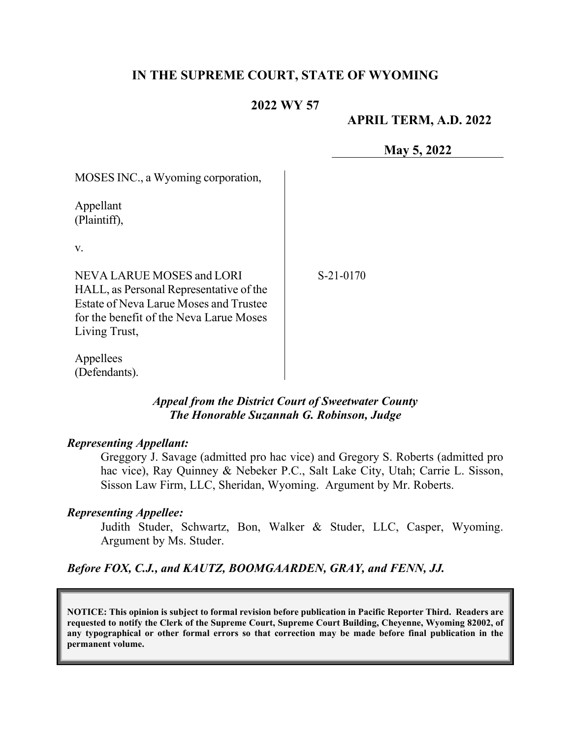# IN THE SUPREME COURT, STATE OF WYOMING

## 2022 WY 57

**APRIL TERM, A.D. 2022**

**May 5, 2022**

MOSES INC., a Wyoming corporation,

Appellant
(Plaintiff),

v.

NEVA LARUE MOSES and LORI HALL, as Personal Representative of the Estate of Neva Larue Moses and Trustee for the benefit of the Neva Larue Moses Living Trust,

Appellees
(Defendants).

S-21-0170

***Appeal from the District Court of Sweetwater County***
***The Honorable Suzannah G. Robinson, Judge***

***Representing Appellant:***

Greggory J. Savage (admitted pro hac vice) and Gregory S. Roberts (admitted pro hac vice), Ray Quinney & Nebeker P.C., Salt Lake City, Utah; Carrie L. Sisson, Sisson Law Firm, LLC, Sheridan, Wyoming. Argument by Mr. Roberts.

***Representing Appellee:***

Judith Studer, Schwartz, Bon, Walker & Studer, LLC, Casper, Wyoming. Argument by Ms. Studer.

***Before FOX, C.J., and KAUTZ, BOOMGAARDEN, GRAY, and FENN, JJ.***

**NOTICE: This opinion is subject to formal revision before publication in Pacific Reporter Third. Readers are requested to notify the Clerk of the Supreme Court, Supreme Court Building, Cheyenne, Wyoming 82002, of any typographical or other formal errors so that correction may be made before final publication in the permanent volume.**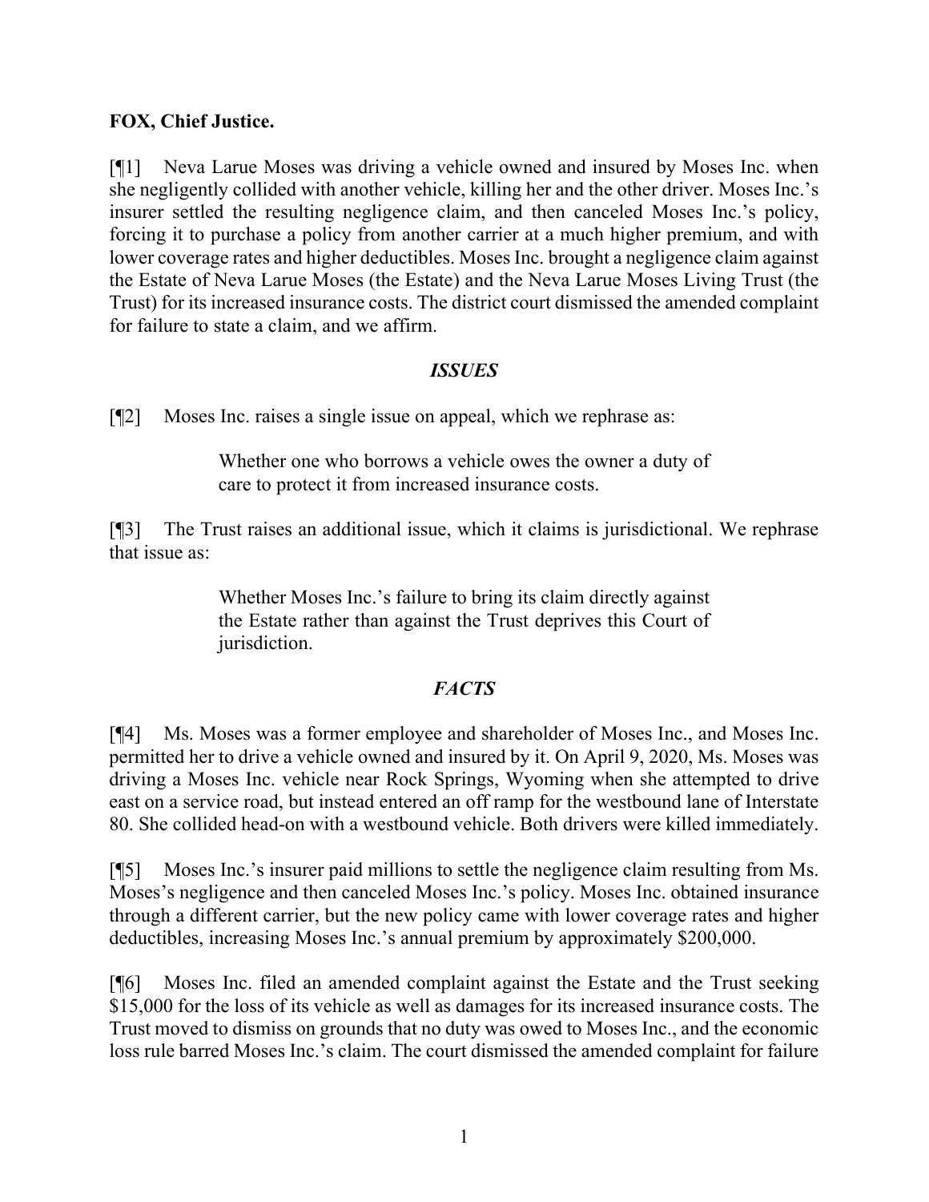**FOX, Chief Justice.**

[¶1] Neva Larue Moses was driving a vehicle owned and insured by Moses Inc. when she negligently collided with another vehicle, killing her and the other driver. Moses Inc.'s insurer settled the resulting negligence claim, and then canceled Moses Inc.'s policy, forcing it to purchase a policy from another carrier at a much higher premium, and with lower coverage rates and higher deductibles. Moses Inc. brought a negligence claim against the Estate of Neva Larue Moses (the Estate) and the Neva Larue Moses Living Trust (the Trust) for its increased insurance costs. The district court dismissed the amended complaint for failure to state a claim, and we affirm.

### *ISSUES*

[¶2] Moses Inc. raises a single issue on appeal, which we rephrase as:

> Whether one who borrows a vehicle owes the owner a duty of care to protect it from increased insurance costs.

[¶3] The Trust raises an additional issue, which it claims is jurisdictional. We rephrase that issue as:

> Whether Moses Inc.'s failure to bring its claim directly against the Estate rather than against the Trust deprives this Court of jurisdiction.

### *FACTS*

[¶4] Ms. Moses was a former employee and shareholder of Moses Inc., and Moses Inc. permitted her to drive a vehicle owned and insured by it. On April 9, 2020, Ms. Moses was driving a Moses Inc. vehicle near Rock Springs, Wyoming when she attempted to drive east on a service road, but instead entered an off ramp for the westbound lane of Interstate 80. She collided head-on with a westbound vehicle. Both drivers were killed immediately.

[¶5] Moses Inc.'s insurer paid millions to settle the negligence claim resulting from Ms. Moses's negligence and then canceled Moses Inc.'s policy. Moses Inc. obtained insurance through a different carrier, but the new policy came with lower coverage rates and higher deductibles, increasing Moses Inc.'s annual premium by approximately $200,000.

[¶6] Moses Inc. filed an amended complaint against the Estate and the Trust seeking $15,000 for the loss of its vehicle as well as damages for its increased insurance costs. The Trust moved to dismiss on grounds that no duty was owed to Moses Inc., and the economic loss rule barred Moses Inc.'s claim. The court dismissed the amended complaint for failure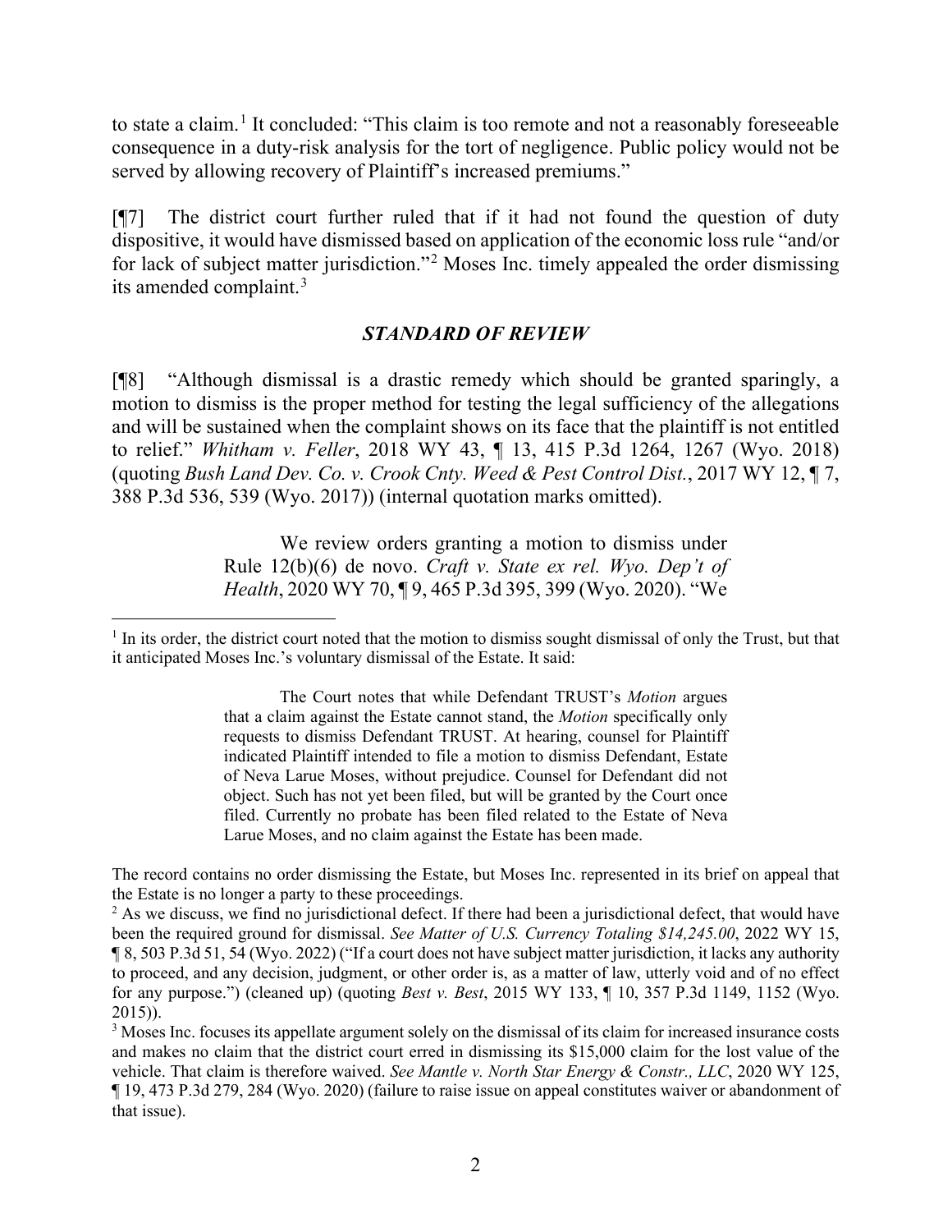to state a claim.[1] It concluded: "This claim is too remote and not a reasonably foreseeable consequence in a duty-risk analysis for the tort of negligence. Public policy would not be served by allowing recovery of Plaintiff's increased premiums."

[¶7] The district court further ruled that if it had not found the question of duty dispositive, it would have dismissed based on application of the economic loss rule "and/or for lack of subject matter jurisdiction."[2] Moses Inc. timely appealed the order dismissing its amended complaint.[3]

## *STANDARD OF REVIEW*

[¶8] "Although dismissal is a drastic remedy which should be granted sparingly, a motion to dismiss is the proper method for testing the legal sufficiency of the allegations and will be sustained when the complaint shows on its face that the plaintiff is not entitled to relief." *Whitham v. Feller*, 2018 WY 43, ¶ 13, 415 P.3d 1264, 1267 (Wyo. 2018) (quoting *Bush Land Dev. Co. v. Crook Cnty. Weed & Pest Control Dist.*, 2017 WY 12, ¶ 7, 388 P.3d 536, 539 (Wyo. 2017)) (internal quotation marks omitted).

> We review orders granting a motion to dismiss under Rule 12(b)(6) de novo. *Craft v. State ex rel. Wyo. Dep't of Health*, 2020 WY 70, ¶ 9, 465 P.3d 395, 399 (Wyo. 2020). "We

---

[1] In its order, the district court noted that the motion to dismiss sought dismissal of only the Trust, but that it anticipated Moses Inc.'s voluntary dismissal of the Estate. It said:

> The Court notes that while Defendant TRUST's *Motion* argues that a claim against the Estate cannot stand, the *Motion* specifically only requests to dismiss Defendant TRUST. At hearing, counsel for Plaintiff indicated Plaintiff intended to file a motion to dismiss Defendant, Estate of Neva Larue Moses, without prejudice. Counsel for Defendant did not object. Such has not yet been filed, but will be granted by the Court once filed. Currently no probate has been filed related to the Estate of Neva Larue Moses, and no claim against the Estate has been made.

The record contains no order dismissing the Estate, but Moses Inc. represented in its brief on appeal that the Estate is no longer a party to these proceedings.

[2] As we discuss, we find no jurisdictional defect. If there had been a jurisdictional defect, that would have been the required ground for dismissal. *See Matter of U.S. Currency Totaling $14,245.00*, 2022 WY 15, ¶ 8, 503 P.3d 51, 54 (Wyo. 2022) ("If a court does not have subject matter jurisdiction, it lacks any authority to proceed, and any decision, judgment, or other order is, as a matter of law, utterly void and of no effect for any purpose.") (cleaned up) (quoting *Best v. Best*, 2015 WY 133, ¶ 10, 357 P.3d 1149, 1152 (Wyo. 2015)).

[3] Moses Inc. focuses its appellate argument solely on the dismissal of its claim for increased insurance costs and makes no claim that the district court erred in dismissing its $15,000 claim for the lost value of the vehicle. That claim is therefore waived. *See Mantle v. North Star Energy & Constr., LLC*, 2020 WY 125, ¶ 19, 473 P.3d 279, 284 (Wyo. 2020) (failure to raise issue on appeal constitutes waiver or abandonment of that issue).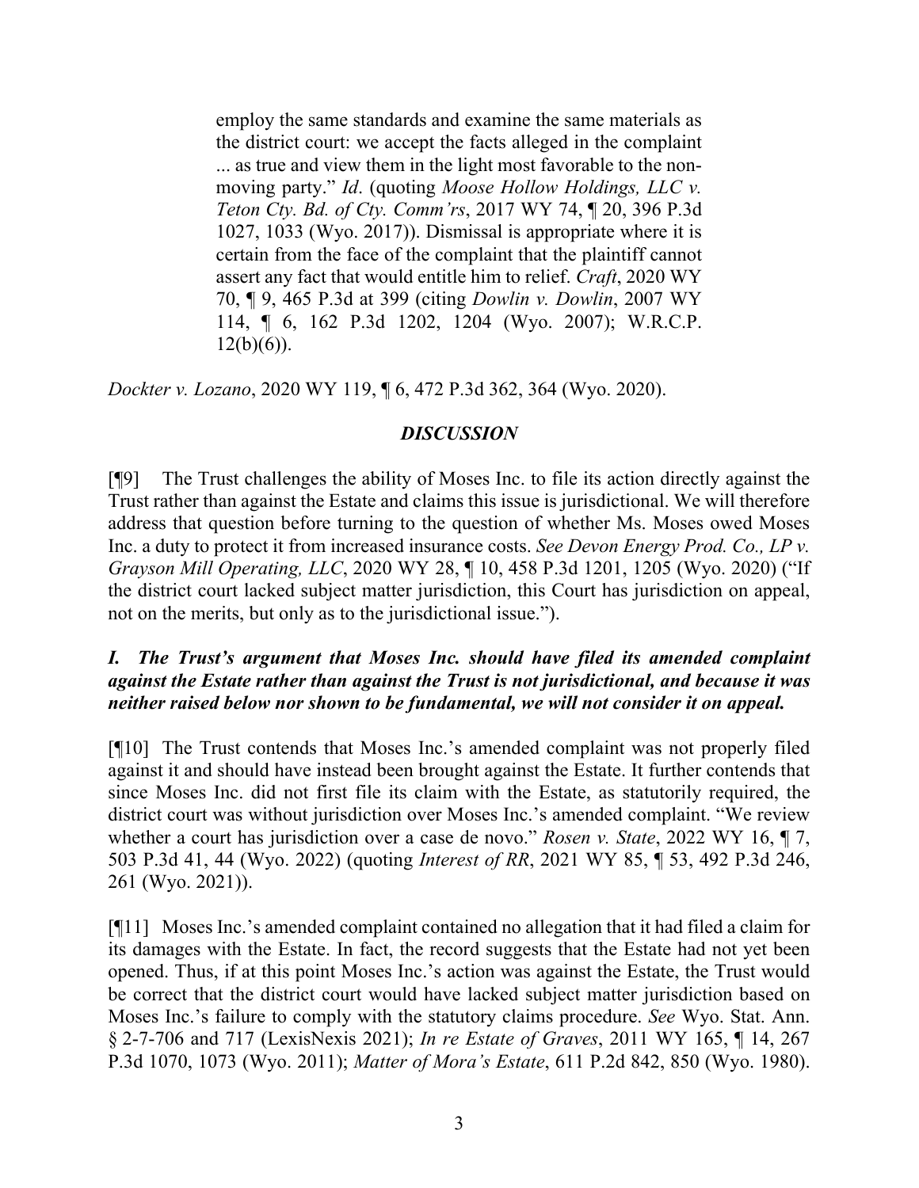> employ the same standards and examine the same materials as the district court: we accept the facts alleged in the complaint ... as true and view them in the light most favorable to the non-moving party." *Id*. (quoting *Moose Hollow Holdings, LLC v. Teton Cty. Bd. of Cty. Comm'rs*, 2017 WY 74, ¶ 20, 396 P.3d 1027, 1033 (Wyo. 2017)). Dismissal is appropriate where it is certain from the face of the complaint that the plaintiff cannot assert any fact that would entitle him to relief. *Craft*, 2020 WY 70, ¶ 9, 465 P.3d at 399 (citing *Dowlin v. Dowlin*, 2007 WY 114, ¶ 6, 162 P.3d 1202, 1204 (Wyo. 2007); W.R.C.P. 12(b)(6)).

*Dockter v. Lozano*, 2020 WY 119, ¶ 6, 472 P.3d 362, 364 (Wyo. 2020).

## *DISCUSSION*

[¶9] The Trust challenges the ability of Moses Inc. to file its action directly against the Trust rather than against the Estate and claims this issue is jurisdictional. We will therefore address that question before turning to the question of whether Ms. Moses owed Moses Inc. a duty to protect it from increased insurance costs. *See Devon Energy Prod. Co., LP v. Grayson Mill Operating, LLC*, 2020 WY 28, ¶ 10, 458 P.3d 1201, 1205 (Wyo. 2020) ("If the district court lacked subject matter jurisdiction, this Court has jurisdiction on appeal, not on the merits, but only as to the jurisdictional issue.").

### *I. The Trust's argument that Moses Inc. should have filed its amended complaint against the Estate rather than against the Trust is not jurisdictional, and because it was neither raised below nor shown to be fundamental, we will not consider it on appeal.*

[¶10] The Trust contends that Moses Inc.'s amended complaint was not properly filed against it and should have instead been brought against the Estate. It further contends that since Moses Inc. did not first file its claim with the Estate, as statutorily required, the district court was without jurisdiction over Moses Inc.'s amended complaint. "We review whether a court has jurisdiction over a case de novo." *Rosen v. State*, 2022 WY 16, ¶ 7, 503 P.3d 41, 44 (Wyo. 2022) (quoting *Interest of RR*, 2021 WY 85, ¶ 53, 492 P.3d 246, 261 (Wyo. 2021)).

[¶11] Moses Inc.'s amended complaint contained no allegation that it had filed a claim for its damages with the Estate. In fact, the record suggests that the Estate had not yet been opened. Thus, if at this point Moses Inc.'s action was against the Estate, the Trust would be correct that the district court would have lacked subject matter jurisdiction based on Moses Inc.'s failure to comply with the statutory claims procedure. *See* Wyo. Stat. Ann. § 2-7-706 and 717 (LexisNexis 2021); *In re Estate of Graves*, 2011 WY 165, ¶ 14, 267 P.3d 1070, 1073 (Wyo. 2011); *Matter of Mora's Estate*, 611 P.2d 842, 850 (Wyo. 1980).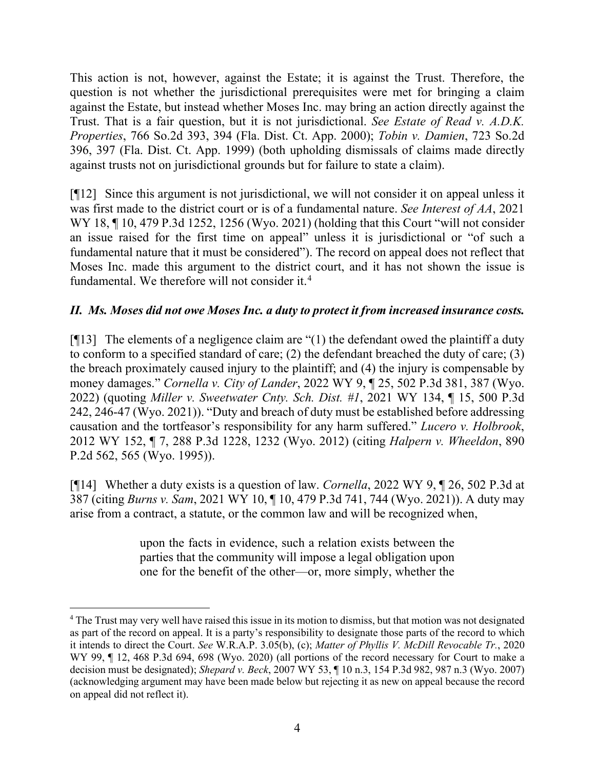This action is not, however, against the Estate; it is against the Trust. Therefore, the question is not whether the jurisdictional prerequisites were met for bringing a claim against the Estate, but instead whether Moses Inc. may bring an action directly against the Trust. That is a fair question, but it is not jurisdictional. *See Estate of Read v. A.D.K. Properties*, 766 So.2d 393, 394 (Fla. Dist. Ct. App. 2000); *Tobin v. Damien*, 723 So.2d 396, 397 (Fla. Dist. Ct. App. 1999) (both upholding dismissals of claims made directly against trusts not on jurisdictional grounds but for failure to state a claim).

[¶12] Since this argument is not jurisdictional, we will not consider it on appeal unless it was first made to the district court or is of a fundamental nature. *See Interest of AA*, 2021 WY 18, ¶ 10, 479 P.3d 1252, 1256 (Wyo. 2021) (holding that this Court "will not consider an issue raised for the first time on appeal" unless it is jurisdictional or "of such a fundamental nature that it must be considered"). The record on appeal does not reflect that Moses Inc. made this argument to the district court, and it has not shown the issue is fundamental. We therefore will not consider it.[4]

### *II. Ms. Moses did not owe Moses Inc. a duty to protect it from increased insurance costs.*

[¶13] The elements of a negligence claim are "(1) the defendant owed the plaintiff a duty to conform to a specified standard of care; (2) the defendant breached the duty of care; (3) the breach proximately caused injury to the plaintiff; and (4) the injury is compensable by money damages." *Cornella v. City of Lander*, 2022 WY 9, ¶ 25, 502 P.3d 381, 387 (Wyo. 2022) (quoting *Miller v. Sweetwater Cnty. Sch. Dist. #1*, 2021 WY 134, ¶ 15, 500 P.3d 242, 246-47 (Wyo. 2021)). "Duty and breach of duty must be established before addressing causation and the tortfeasor's responsibility for any harm suffered." *Lucero v. Holbrook*, 2012 WY 152, ¶ 7, 288 P.3d 1228, 1232 (Wyo. 2012) (citing *Halpern v. Wheeldon*, 890 P.2d 562, 565 (Wyo. 1995)).

[¶14] Whether a duty exists is a question of law. *Cornella*, 2022 WY 9, ¶ 26, 502 P.3d at 387 (citing *Burns v. Sam*, 2021 WY 10, ¶ 10, 479 P.3d 741, 744 (Wyo. 2021)). A duty may arise from a contract, a statute, or the common law and will be recognized when,

> upon the facts in evidence, such a relation exists between the parties that the community will impose a legal obligation upon one for the benefit of the other—or, more simply, whether the

---

[4] The Trust may very well have raised this issue in its motion to dismiss, but that motion was not designated as part of the record on appeal. It is a party's responsibility to designate those parts of the record to which it intends to direct the Court. *See* W.R.A.P. 3.05(b), (c); *Matter of Phyllis V. McDill Revocable Tr.*, 2020 WY 99, ¶ 12, 468 P.3d 694, 698 (Wyo. 2020) (all portions of the record necessary for Court to make a decision must be designated); *Shepard v. Beck*, 2007 WY 53, ¶ 10 n.3, 154 P.3d 982, 987 n.3 (Wyo. 2007) (acknowledging argument may have been made below but rejecting it as new on appeal because the record on appeal did not reflect it).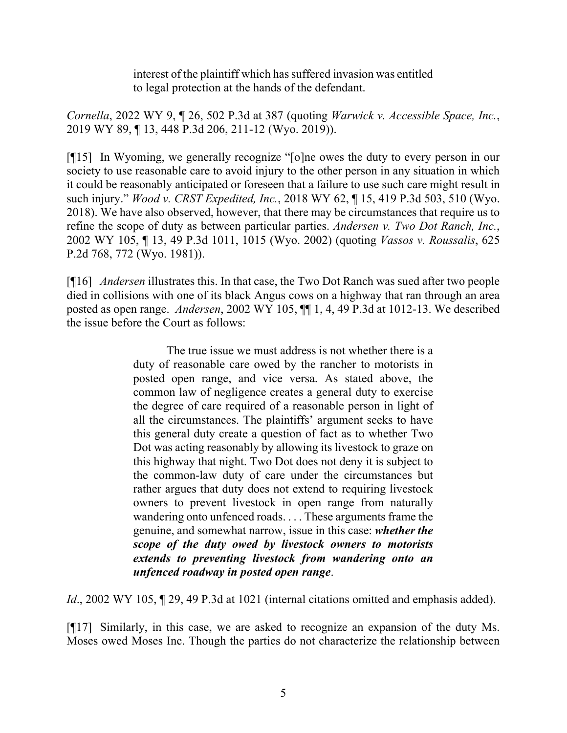> interest of the plaintiff which has suffered invasion was entitled to legal protection at the hands of the defendant.

*Cornella*, 2022 WY 9, ¶ 26, 502 P.3d at 387 (quoting *Warwick v. Accessible Space, Inc.*, 2019 WY 89, ¶ 13, 448 P.3d 206, 211-12 (Wyo. 2019)).

[¶15] In Wyoming, we generally recognize "[o]ne owes the duty to every person in our society to use reasonable care to avoid injury to the other person in any situation in which it could be reasonably anticipated or foreseen that a failure to use such care might result in such injury." *Wood v. CRST Expedited, Inc.*, 2018 WY 62, ¶ 15, 419 P.3d 503, 510 (Wyo. 2018). We have also observed, however, that there may be circumstances that require us to refine the scope of duty as between particular parties. *Andersen v. Two Dot Ranch, Inc.*, 2002 WY 105, ¶ 13, 49 P.3d 1011, 1015 (Wyo. 2002) (quoting *Vassos v. Roussalis*, 625 P.2d 768, 772 (Wyo. 1981)).

[¶16] *Andersen* illustrates this. In that case, the Two Dot Ranch was sued after two people died in collisions with one of its black Angus cows on a highway that ran through an area posted as open range. *Andersen*, 2002 WY 105, ¶¶ 1, 4, 49 P.3d at 1012-13. We described the issue before the Court as follows:

> The true issue we must address is not whether there is a duty of reasonable care owed by the rancher to motorists in posted open range, and vice versa. As stated above, the common law of negligence creates a general duty to exercise the degree of care required of a reasonable person in light of all the circumstances. The plaintiffs' argument seeks to have this general duty create a question of fact as to whether Two Dot was acting reasonably by allowing its livestock to graze on this highway that night. Two Dot does not deny it is subject to the common-law duty of care under the circumstances but rather argues that duty does not extend to requiring livestock owners to prevent livestock in open range from naturally wandering onto unfenced roads. . . . These arguments frame the genuine, and somewhat narrow, issue in this case: ***whether the scope of the duty owed by livestock owners to motorists extends to preventing livestock from wandering onto an unfenced roadway in posted open range***.

*Id*., 2002 WY 105, ¶ 29, 49 P.3d at 1021 (internal citations omitted and emphasis added).

[¶17] Similarly, in this case, we are asked to recognize an expansion of the duty Ms. Moses owed Moses Inc. Though the parties do not characterize the relationship between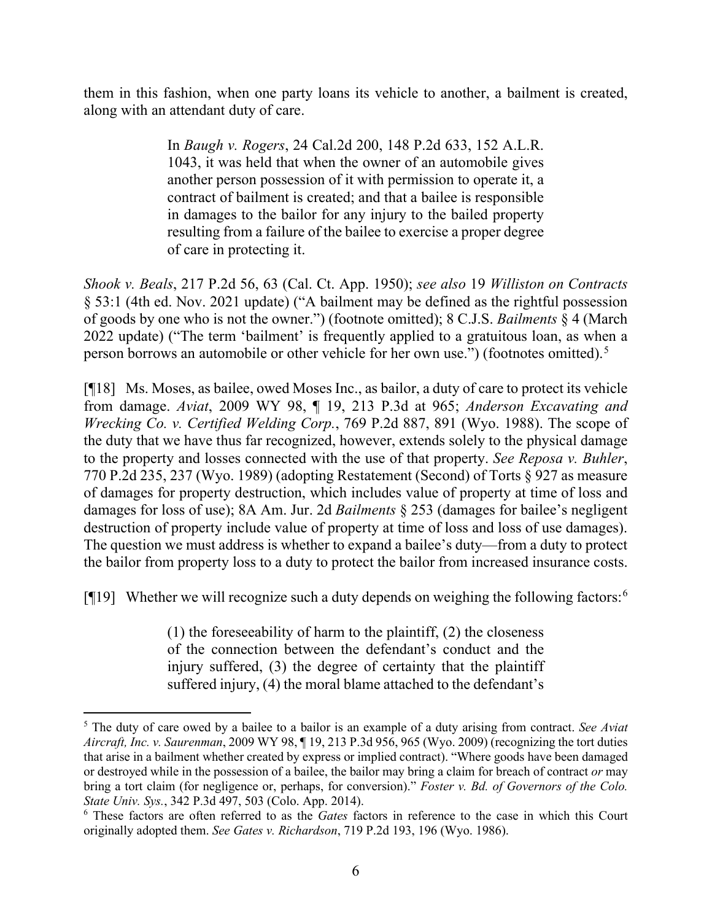them in this fashion, when one party loans its vehicle to another, a bailment is created, along with an attendant duty of care.

> In *Baugh v. Rogers*, 24 Cal.2d 200, 148 P.2d 633, 152 A.L.R. 1043, it was held that when the owner of an automobile gives another person possession of it with permission to operate it, a contract of bailment is created; and that a bailee is responsible in damages to the bailor for any injury to the bailed property resulting from a failure of the bailee to exercise a proper degree of care in protecting it.

*Shook v. Beals*, 217 P.2d 56, 63 (Cal. Ct. App. 1950); *see also* 19 *Williston on Contracts* § 53:1 (4th ed. Nov. 2021 update) ("A bailment may be defined as the rightful possession of goods by one who is not the owner.") (footnote omitted); 8 C.J.S. *Bailments* § 4 (March 2022 update) ("The term 'bailment' is frequently applied to a gratuitous loan, as when a person borrows an automobile or other vehicle for her own use.") (footnotes omitted).[5]

[¶18] Ms. Moses, as bailee, owed Moses Inc., as bailor, a duty of care to protect its vehicle from damage. *Aviat*, 2009 WY 98, ¶ 19, 213 P.3d at 965; *Anderson Excavating and Wrecking Co. v. Certified Welding Corp.*, 769 P.2d 887, 891 (Wyo. 1988). The scope of the duty that we have thus far recognized, however, extends solely to the physical damage to the property and losses connected with the use of that property. *See Reposa v. Buhler*, 770 P.2d 235, 237 (Wyo. 1989) (adopting Restatement (Second) of Torts § 927 as measure of damages for property destruction, which includes value of property at time of loss and damages for loss of use); 8A Am. Jur. 2d *Bailments* § 253 (damages for bailee's negligent destruction of property include value of property at time of loss and loss of use damages). The question we must address is whether to expand a bailee's duty—from a duty to protect the bailor from property loss to a duty to protect the bailor from increased insurance costs.

[¶19] Whether we will recognize such a duty depends on weighing the following factors:[6]

> (1) the foreseeability of harm to the plaintiff, (2) the closeness of the connection between the defendant's conduct and the injury suffered, (3) the degree of certainty that the plaintiff suffered injury, (4) the moral blame attached to the defendant's

---

[5] The duty of care owed by a bailee to a bailor is an example of a duty arising from contract. *See Aviat Aircraft, Inc. v. Saurenman*, 2009 WY 98, ¶ 19, 213 P.3d 956, 965 (Wyo. 2009) (recognizing the tort duties that arise in a bailment whether created by express or implied contract). "Where goods have been damaged or destroyed while in the possession of a bailee, the bailor may bring a claim for breach of contract *or* may bring a tort claim (for negligence or, perhaps, for conversion)." *Foster v. Bd. of Governors of the Colo. State Univ. Sys.*, 342 P.3d 497, 503 (Colo. App. 2014).

[6] These factors are often referred to as the *Gates* factors in reference to the case in which this Court originally adopted them. *See Gates v. Richardson*, 719 P.2d 193, 196 (Wyo. 1986).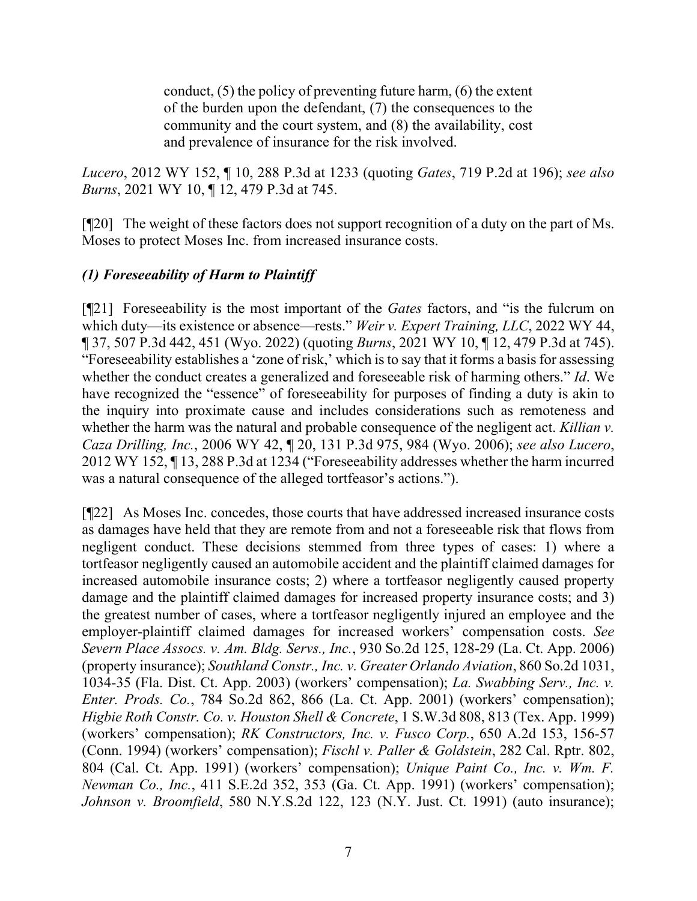> conduct, (5) the policy of preventing future harm, (6) the extent of the burden upon the defendant, (7) the consequences to the community and the court system, and (8) the availability, cost and prevalence of insurance for the risk involved.

*Lucero*, 2012 WY 152, ¶ 10, 288 P.3d at 1233 (quoting *Gates*, 719 P.2d at 196); *see also Burns*, 2021 WY 10, ¶ 12, 479 P.3d at 745.

[¶20] The weight of these factors does not support recognition of a duty on the part of Ms. Moses to protect Moses Inc. from increased insurance costs.

### *(1) Foreseeability of Harm to Plaintiff*

[¶21] Foreseeability is the most important of the *Gates* factors, and "is the fulcrum on which duty—its existence or absence—rests." *Weir v. Expert Training, LLC*, 2022 WY 44, ¶ 37, 507 P.3d 442, 451 (Wyo. 2022) (quoting *Burns*, 2021 WY 10, ¶ 12, 479 P.3d at 745). "Foreseeability establishes a 'zone of risk,' which is to say that it forms a basis for assessing whether the conduct creates a generalized and foreseeable risk of harming others." *Id*. We have recognized the "essence" of foreseeability for purposes of finding a duty is akin to the inquiry into proximate cause and includes considerations such as remoteness and whether the harm was the natural and probable consequence of the negligent act. *Killian v. Caza Drilling, Inc.*, 2006 WY 42, ¶ 20, 131 P.3d 975, 984 (Wyo. 2006); *see also Lucero*, 2012 WY 152, ¶ 13, 288 P.3d at 1234 ("Foreseeability addresses whether the harm incurred was a natural consequence of the alleged tortfeasor's actions.").

[¶22] As Moses Inc. concedes, those courts that have addressed increased insurance costs as damages have held that they are remote from and not a foreseeable risk that flows from negligent conduct. These decisions stemmed from three types of cases: 1) where a tortfeasor negligently caused an automobile accident and the plaintiff claimed damages for increased automobile insurance costs; 2) where a tortfeasor negligently caused property damage and the plaintiff claimed damages for increased property insurance costs; and 3) the greatest number of cases, where a tortfeasor negligently injured an employee and the employer-plaintiff claimed damages for increased workers' compensation costs. *See Severn Place Assocs. v. Am. Bldg. Servs., Inc.*, 930 So.2d 125, 128-29 (La. Ct. App. 2006) (property insurance); *Southland Constr., Inc. v. Greater Orlando Aviation*, 860 So.2d 1031, 1034-35 (Fla. Dist. Ct. App. 2003) (workers' compensation); *La. Swabbing Serv., Inc. v. Enter. Prods. Co.*, 784 So.2d 862, 866 (La. Ct. App. 2001) (workers' compensation); *Higbie Roth Constr. Co. v. Houston Shell & Concrete*, 1 S.W.3d 808, 813 (Tex. App. 1999) (workers' compensation); *RK Constructors, Inc. v. Fusco Corp.*, 650 A.2d 153, 156-57 (Conn. 1994) (workers' compensation); *Fischl v. Paller & Goldstein*, 282 Cal. Rptr. 802, 804 (Cal. Ct. App. 1991) (workers' compensation); *Unique Paint Co., Inc. v. Wm. F. Newman Co., Inc.*, 411 S.E.2d 352, 353 (Ga. Ct. App. 1991) (workers' compensation); *Johnson v. Broomfield*, 580 N.Y.S.2d 122, 123 (N.Y. Just. Ct. 1991) (auto insurance);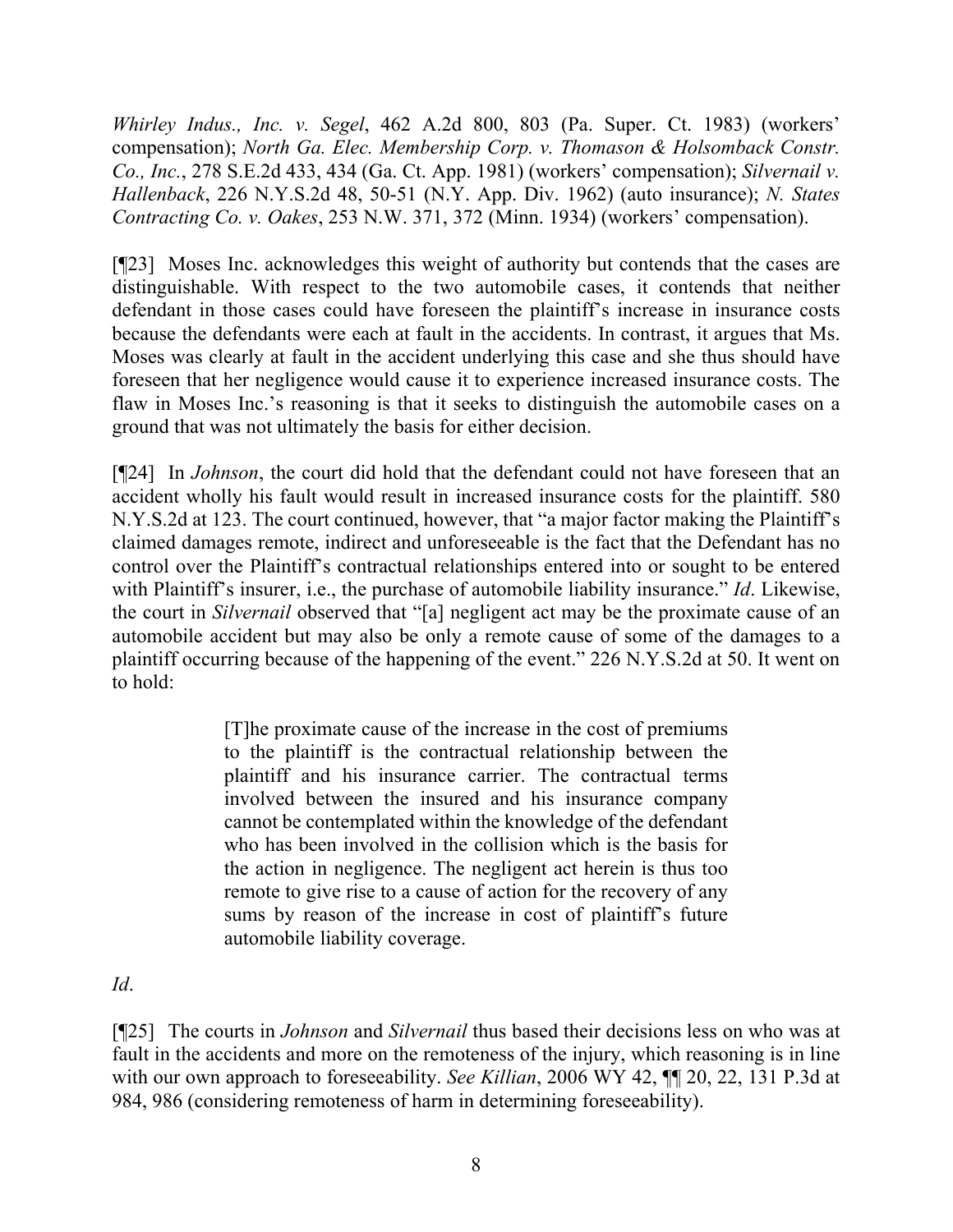*Whirley Indus., Inc. v. Segel*, 462 A.2d 800, 803 (Pa. Super. Ct. 1983) (workers' compensation); *North Ga. Elec. Membership Corp. v. Thomason & Holsomback Constr. Co., Inc.*, 278 S.E.2d 433, 434 (Ga. Ct. App. 1981) (workers' compensation); *Silvernail v. Hallenback*, 226 N.Y.S.2d 48, 50-51 (N.Y. App. Div. 1962) (auto insurance); *N. States Contracting Co. v. Oakes*, 253 N.W. 371, 372 (Minn. 1934) (workers' compensation).

[¶23] Moses Inc. acknowledges this weight of authority but contends that the cases are distinguishable. With respect to the two automobile cases, it contends that neither defendant in those cases could have foreseen the plaintiff's increase in insurance costs because the defendants were each at fault in the accidents. In contrast, it argues that Ms. Moses was clearly at fault in the accident underlying this case and she thus should have foreseen that her negligence would cause it to experience increased insurance costs. The flaw in Moses Inc.'s reasoning is that it seeks to distinguish the automobile cases on a ground that was not ultimately the basis for either decision.

[¶24] In *Johnson*, the court did hold that the defendant could not have foreseen that an accident wholly his fault would result in increased insurance costs for the plaintiff. 580 N.Y.S.2d at 123. The court continued, however, that "a major factor making the Plaintiff's claimed damages remote, indirect and unforeseeable is the fact that the Defendant has no control over the Plaintiff's contractual relationships entered into or sought to be entered with Plaintiff's insurer, i.e., the purchase of automobile liability insurance." *Id*. Likewise, the court in *Silvernail* observed that "[a] negligent act may be the proximate cause of an automobile accident but may also be only a remote cause of some of the damages to a plaintiff occurring because of the happening of the event." 226 N.Y.S.2d at 50. It went on to hold:

> [T]he proximate cause of the increase in the cost of premiums to the plaintiff is the contractual relationship between the plaintiff and his insurance carrier. The contractual terms involved between the insured and his insurance company cannot be contemplated within the knowledge of the defendant who has been involved in the collision which is the basis for the action in negligence. The negligent act herein is thus too remote to give rise to a cause of action for the recovery of any sums by reason of the increase in cost of plaintiff's future automobile liability coverage.

*Id*.

[¶25] The courts in *Johnson* and *Silvernail* thus based their decisions less on who was at fault in the accidents and more on the remoteness of the injury, which reasoning is in line with our own approach to foreseeability. *See Killian*, 2006 WY 42, ¶¶ 20, 22, 131 P.3d at 984, 986 (considering remoteness of harm in determining foreseeability).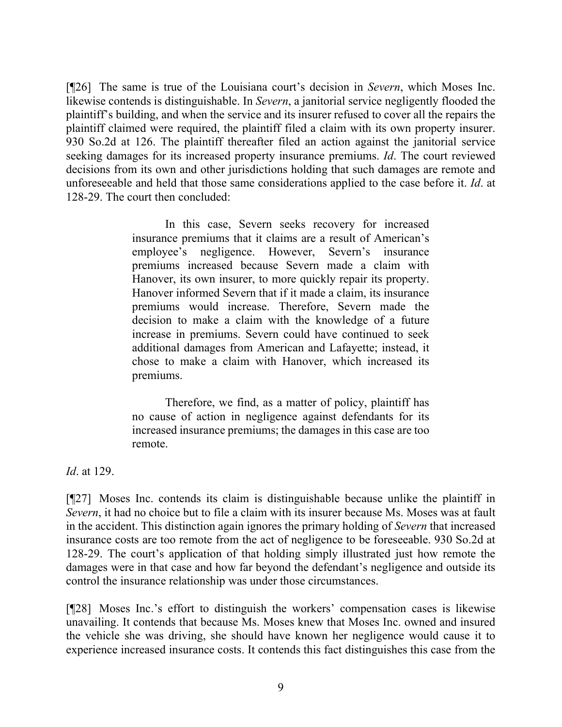[¶26] The same is true of the Louisiana court's decision in *Severn*, which Moses Inc. likewise contends is distinguishable. In *Severn*, a janitorial service negligently flooded the plaintiff's building, and when the service and its insurer refused to cover all the repairs the plaintiff claimed were required, the plaintiff filed a claim with its own property insurer. 930 So.2d at 126. The plaintiff thereafter filed an action against the janitorial service seeking damages for its increased property insurance premiums. *Id*. The court reviewed decisions from its own and other jurisdictions holding that such damages are remote and unforeseeable and held that those same considerations applied to the case before it. *Id*. at 128-29. The court then concluded:

> In this case, Severn seeks recovery for increased insurance premiums that it claims are a result of American's employee's negligence. However, Severn's insurance premiums increased because Severn made a claim with Hanover, its own insurer, to more quickly repair its property. Hanover informed Severn that if it made a claim, its insurance premiums would increase. Therefore, Severn made the decision to make a claim with the knowledge of a future increase in premiums. Severn could have continued to seek additional damages from American and Lafayette; instead, it chose to make a claim with Hanover, which increased its premiums.
>
> Therefore, we find, as a matter of policy, plaintiff has no cause of action in negligence against defendants for its increased insurance premiums; the damages in this case are too remote.

*Id*. at 129.

[¶27] Moses Inc. contends its claim is distinguishable because unlike the plaintiff in *Severn*, it had no choice but to file a claim with its insurer because Ms. Moses was at fault in the accident. This distinction again ignores the primary holding of *Severn* that increased insurance costs are too remote from the act of negligence to be foreseeable. 930 So.2d at 128-29. The court's application of that holding simply illustrated just how remote the damages were in that case and how far beyond the defendant's negligence and outside its control the insurance relationship was under those circumstances.

[¶28] Moses Inc.'s effort to distinguish the workers' compensation cases is likewise unavailing. It contends that because Ms. Moses knew that Moses Inc. owned and insured the vehicle she was driving, she should have known her negligence would cause it to experience increased insurance costs. It contends this fact distinguishes this case from the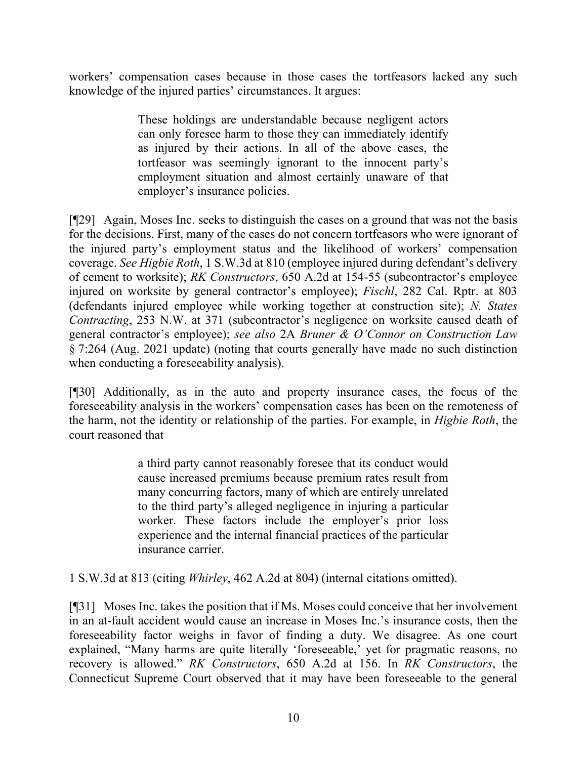workers' compensation cases because in those cases the tortfeasors lacked any such knowledge of the injured parties' circumstances. It argues:

> These holdings are understandable because negligent actors can only foresee harm to those they can immediately identify as injured by their actions. In all of the above cases, the tortfeasor was seemingly ignorant to the innocent party's employment situation and almost certainly unaware of that employer's insurance policies.

[¶29] Again, Moses Inc. seeks to distinguish the cases on a ground that was not the basis for the decisions. First, many of the cases do not concern tortfeasors who were ignorant of the injured party's employment status and the likelihood of workers' compensation coverage. *See Higbie Roth*, 1 S.W.3d at 810 (employee injured during defendant's delivery of cement to worksite); *RK Constructors*, 650 A.2d at 154-55 (subcontractor's employee injured on worksite by general contractor's employee); *Fischl*, 282 Cal. Rptr. at 803 (defendants injured employee while working together at construction site); *N. States Contracting*, 253 N.W. at 371 (subcontractor's negligence on worksite caused death of general contractor's employee); *see also* 2A *Bruner & O'Connor on Construction Law* § 7:264 (Aug. 2021 update) (noting that courts generally have made no such distinction when conducting a foreseeability analysis).

[¶30] Additionally, as in the auto and property insurance cases, the focus of the foreseeability analysis in the workers' compensation cases has been on the remoteness of the harm, not the identity or relationship of the parties. For example, in *Higbie Roth*, the court reasoned that

> a third party cannot reasonably foresee that its conduct would cause increased premiums because premium rates result from many concurring factors, many of which are entirely unrelated to the third party's alleged negligence in injuring a particular worker. These factors include the employer's prior loss experience and the internal financial practices of the particular insurance carrier.

1 S.W.3d at 813 (citing *Whirley*, 462 A.2d at 804) (internal citations omitted).

[¶31] Moses Inc. takes the position that if Ms. Moses could conceive that her involvement in an at-fault accident would cause an increase in Moses Inc.'s insurance costs, then the foreseeability factor weighs in favor of finding a duty. We disagree. As one court explained, "Many harms are quite literally 'foreseeable,' yet for pragmatic reasons, no recovery is allowed." *RK Constructors*, 650 A.2d at 156. In *RK Constructors*, the Connecticut Supreme Court observed that it may have been foreseeable to the general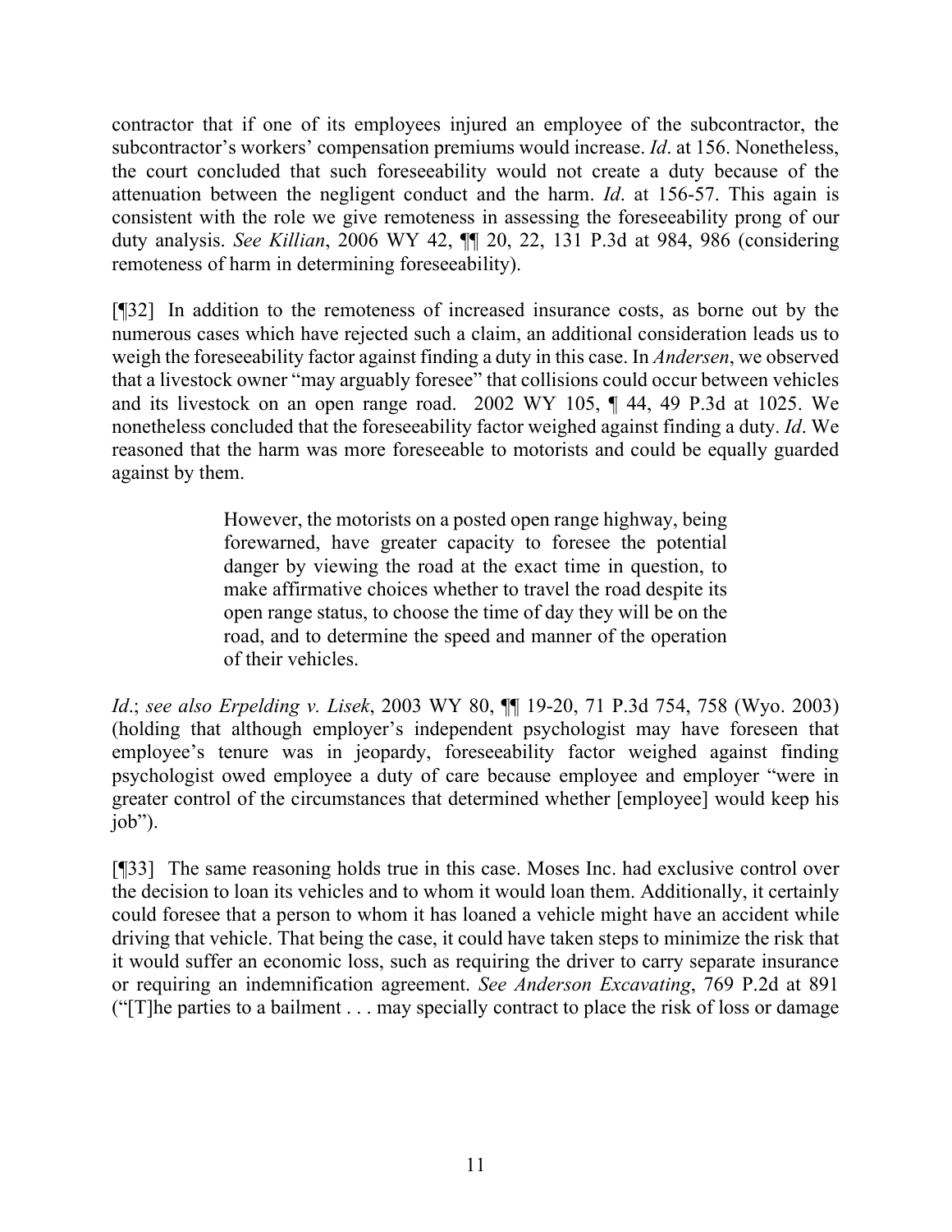contractor that if one of its employees injured an employee of the subcontractor, the subcontractor's workers' compensation premiums would increase. *Id*. at 156. Nonetheless, the court concluded that such foreseeability would not create a duty because of the attenuation between the negligent conduct and the harm. *Id*. at 156-57. This again is consistent with the role we give remoteness in assessing the foreseeability prong of our duty analysis. *See Killian*, 2006 WY 42, ¶¶ 20, 22, 131 P.3d at 984, 986 (considering remoteness of harm in determining foreseeability).

[¶32] In addition to the remoteness of increased insurance costs, as borne out by the numerous cases which have rejected such a claim, an additional consideration leads us to weigh the foreseeability factor against finding a duty in this case. In *Andersen*, we observed that a livestock owner "may arguably foresee" that collisions could occur between vehicles and its livestock on an open range road. 2002 WY 105, ¶ 44, 49 P.3d at 1025. We nonetheless concluded that the foreseeability factor weighed against finding a duty. *Id*. We reasoned that the harm was more foreseeable to motorists and could be equally guarded against by them.

> However, the motorists on a posted open range highway, being forewarned, have greater capacity to foresee the potential danger by viewing the road at the exact time in question, to make affirmative choices whether to travel the road despite its open range status, to choose the time of day they will be on the road, and to determine the speed and manner of the operation of their vehicles.

*Id*.; *see also Erpelding v. Lisek*, 2003 WY 80, ¶¶ 19-20, 71 P.3d 754, 758 (Wyo. 2003) (holding that although employer's independent psychologist may have foreseen that employee's tenure was in jeopardy, foreseeability factor weighed against finding psychologist owed employee a duty of care because employee and employer "were in greater control of the circumstances that determined whether [employee] would keep his job").

[¶33] The same reasoning holds true in this case. Moses Inc. had exclusive control over the decision to loan its vehicles and to whom it would loan them. Additionally, it certainly could foresee that a person to whom it has loaned a vehicle might have an accident while driving that vehicle. That being the case, it could have taken steps to minimize the risk that it would suffer an economic loss, such as requiring the driver to carry separate insurance or requiring an indemnification agreement. *See Anderson Excavating*, 769 P.2d at 891 ("[T]he parties to a bailment . . . may specially contract to place the risk of loss or damage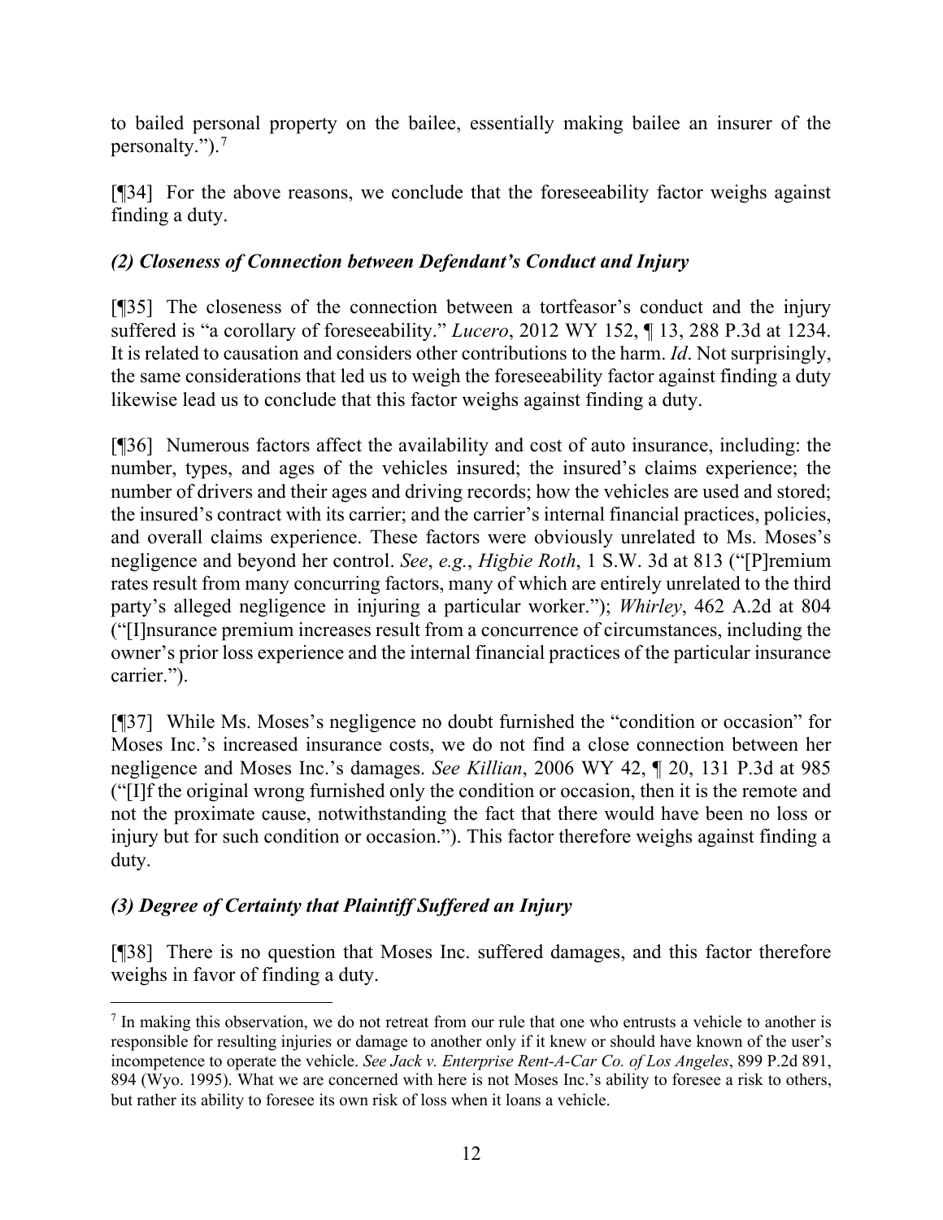to bailed personal property on the bailee, essentially making bailee an insurer of the personalty.").[7]

[¶34] For the above reasons, we conclude that the foreseeability factor weighs against finding a duty.

### *(2) Closeness of Connection between Defendant's Conduct and Injury*

[¶35] The closeness of the connection between a tortfeasor's conduct and the injury suffered is "a corollary of foreseeability." *Lucero*, 2012 WY 152, ¶ 13, 288 P.3d at 1234. It is related to causation and considers other contributions to the harm. *Id*. Not surprisingly, the same considerations that led us to weigh the foreseeability factor against finding a duty likewise lead us to conclude that this factor weighs against finding a duty.

[¶36] Numerous factors affect the availability and cost of auto insurance, including: the number, types, and ages of the vehicles insured; the insured's claims experience; the number of drivers and their ages and driving records; how the vehicles are used and stored; the insured's contract with its carrier; and the carrier's internal financial practices, policies, and overall claims experience. These factors were obviously unrelated to Ms. Moses's negligence and beyond her control. *See*, *e.g.*, *Higbie Roth*, 1 S.W. 3d at 813 ("[P]remium rates result from many concurring factors, many of which are entirely unrelated to the third party's alleged negligence in injuring a particular worker."); *Whirley*, 462 A.2d at 804 ("[I]nsurance premium increases result from a concurrence of circumstances, including the owner's prior loss experience and the internal financial practices of the particular insurance carrier.").

[¶37] While Ms. Moses's negligence no doubt furnished the "condition or occasion" for Moses Inc.'s increased insurance costs, we do not find a close connection between her negligence and Moses Inc.'s damages. *See Killian*, 2006 WY 42, ¶ 20, 131 P.3d at 985 ("[I]f the original wrong furnished only the condition or occasion, then it is the remote and not the proximate cause, notwithstanding the fact that there would have been no loss or injury but for such condition or occasion."). This factor therefore weighs against finding a duty.

### *(3) Degree of Certainty that Plaintiff Suffered an Injury*

[¶38] There is no question that Moses Inc. suffered damages, and this factor therefore weighs in favor of finding a duty.

---

[7] In making this observation, we do not retreat from our rule that one who entrusts a vehicle to another is responsible for resulting injuries or damage to another only if it knew or should have known of the user's incompetence to operate the vehicle. *See Jack v. Enterprise Rent-A-Car Co. of Los Angeles*, 899 P.2d 891, 894 (Wyo. 1995). What we are concerned with here is not Moses Inc.'s ability to foresee a risk to others, but rather its ability to foresee its own risk of loss when it loans a vehicle.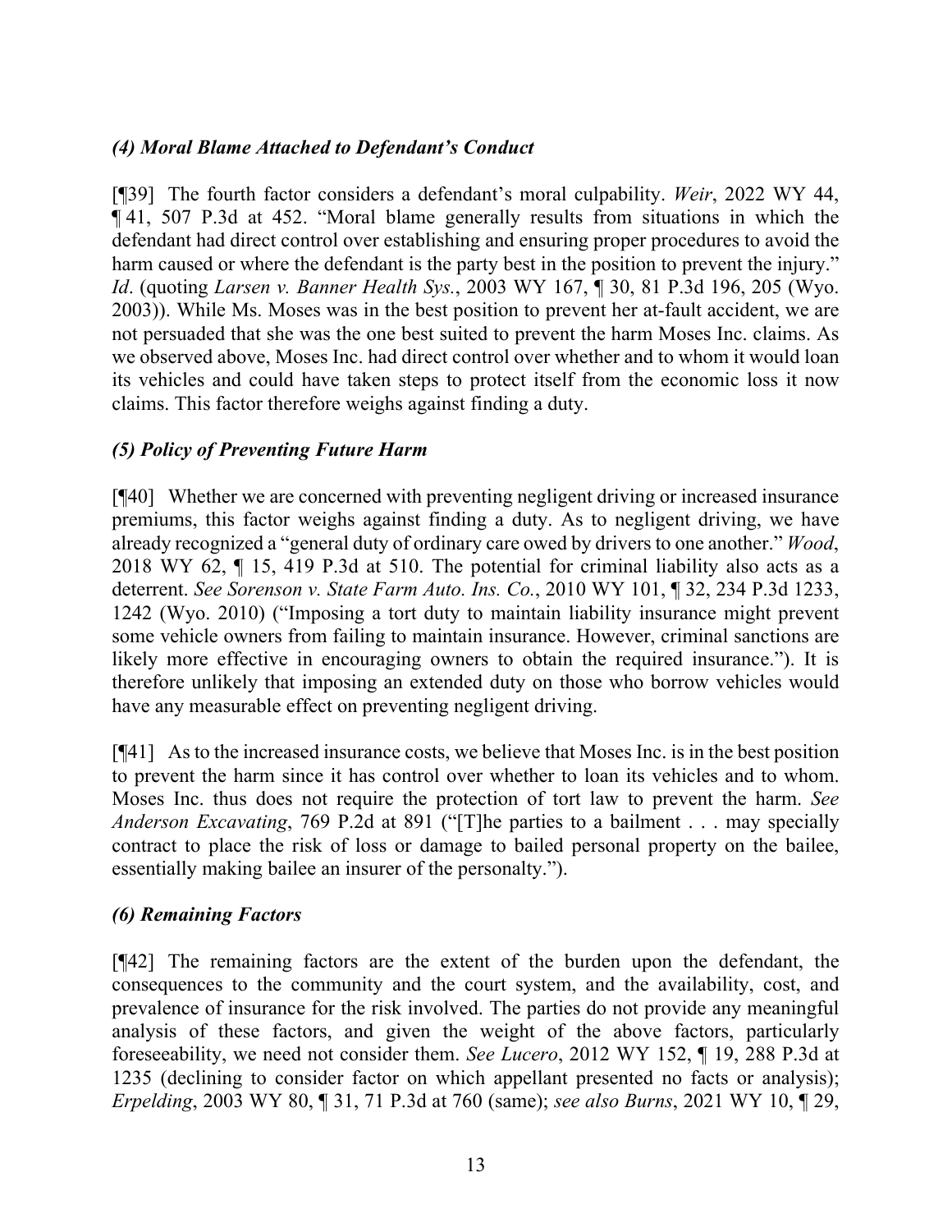### *(4) Moral Blame Attached to Defendant's Conduct*

[¶39] The fourth factor considers a defendant's moral culpability. *Weir*, 2022 WY 44, ¶ 41, 507 P.3d at 452. "Moral blame generally results from situations in which the defendant had direct control over establishing and ensuring proper procedures to avoid the harm caused or where the defendant is the party best in the position to prevent the injury." *Id*. (quoting *Larsen v. Banner Health Sys.*, 2003 WY 167, ¶ 30, 81 P.3d 196, 205 (Wyo. 2003)). While Ms. Moses was in the best position to prevent her at-fault accident, we are not persuaded that she was the one best suited to prevent the harm Moses Inc. claims. As we observed above, Moses Inc. had direct control over whether and to whom it would loan its vehicles and could have taken steps to protect itself from the economic loss it now claims. This factor therefore weighs against finding a duty.

### *(5) Policy of Preventing Future Harm*

[¶40] Whether we are concerned with preventing negligent driving or increased insurance premiums, this factor weighs against finding a duty. As to negligent driving, we have already recognized a "general duty of ordinary care owed by drivers to one another." *Wood*, 2018 WY 62, ¶ 15, 419 P.3d at 510. The potential for criminal liability also acts as a deterrent. *See Sorenson v. State Farm Auto. Ins. Co.*, 2010 WY 101, ¶ 32, 234 P.3d 1233, 1242 (Wyo. 2010) ("Imposing a tort duty to maintain liability insurance might prevent some vehicle owners from failing to maintain insurance. However, criminal sanctions are likely more effective in encouraging owners to obtain the required insurance."). It is therefore unlikely that imposing an extended duty on those who borrow vehicles would have any measurable effect on preventing negligent driving.

[¶41] As to the increased insurance costs, we believe that Moses Inc. is in the best position to prevent the harm since it has control over whether to loan its vehicles and to whom. Moses Inc. thus does not require the protection of tort law to prevent the harm. *See Anderson Excavating*, 769 P.2d at 891 ("[T]he parties to a bailment . . . may specially contract to place the risk of loss or damage to bailed personal property on the bailee, essentially making bailee an insurer of the personalty.").

### *(6) Remaining Factors*

[¶42] The remaining factors are the extent of the burden upon the defendant, the consequences to the community and the court system, and the availability, cost, and prevalence of insurance for the risk involved. The parties do not provide any meaningful analysis of these factors, and given the weight of the above factors, particularly foreseeability, we need not consider them. *See Lucero*, 2012 WY 152, ¶ 19, 288 P.3d at 1235 (declining to consider factor on which appellant presented no facts or analysis); *Erpelding*, 2003 WY 80, ¶ 31, 71 P.3d at 760 (same); *see also Burns*, 2021 WY 10, ¶ 29,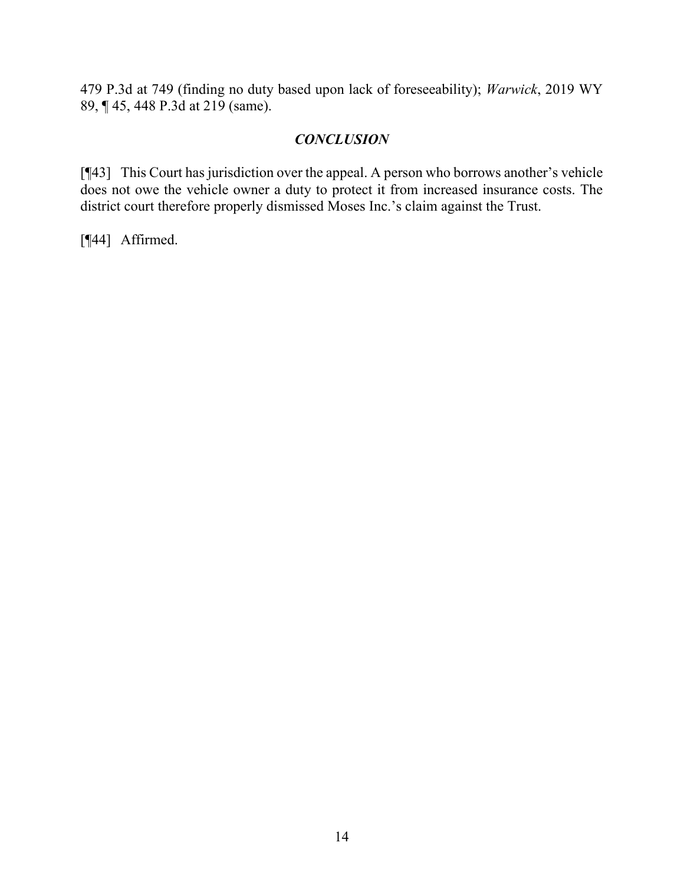479 P.3d at 749 (finding no duty based upon lack of foreseeability); *Warwick*, 2019 WY 89, ¶ 45, 448 P.3d at 219 (same).

## *CONCLUSION*

[¶43] This Court has jurisdiction over the appeal. A person who borrows another's vehicle does not owe the vehicle owner a duty to protect it from increased insurance costs. The district court therefore properly dismissed Moses Inc.'s claim against the Trust.

[¶44] Affirmed.